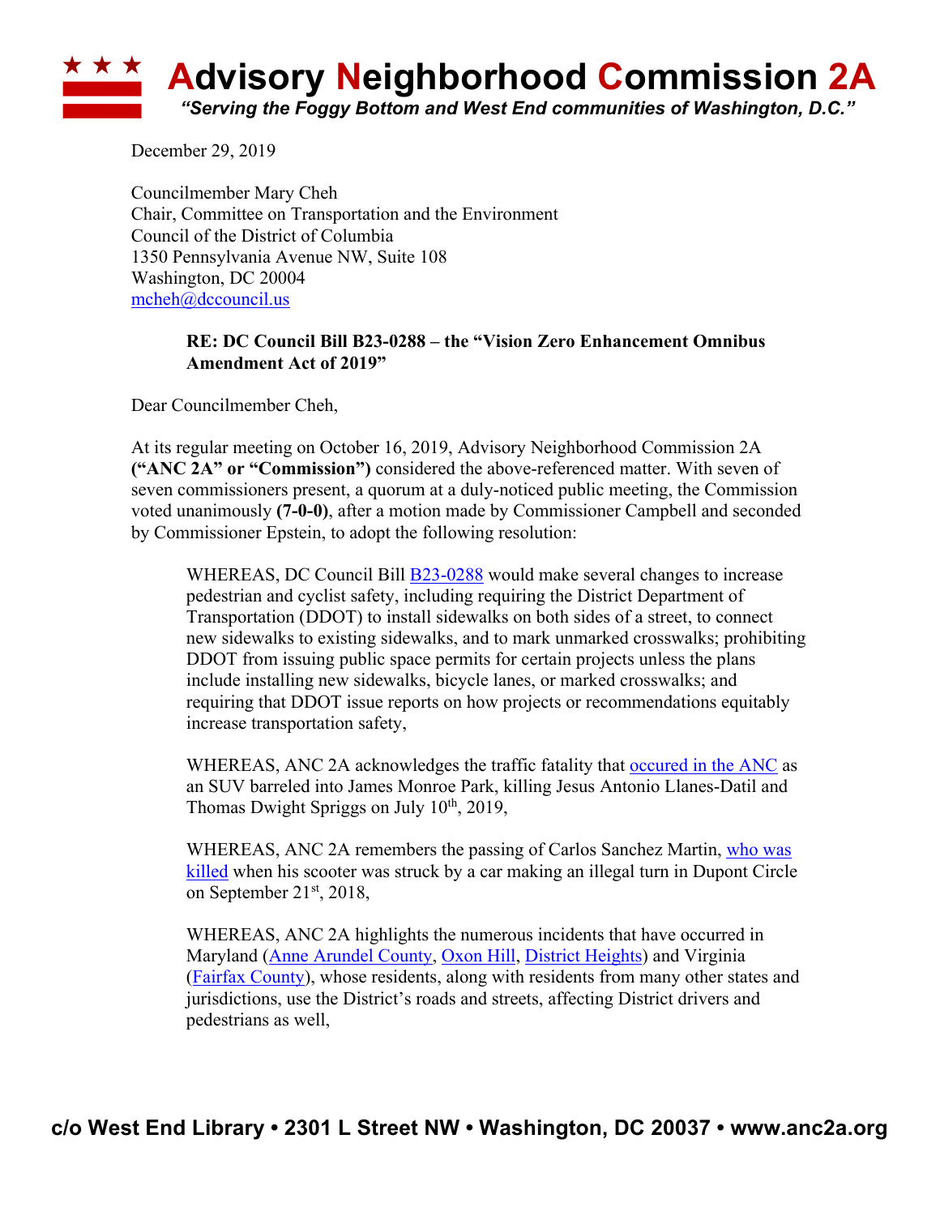# Advisory Neighborhood Commission 2A

***"Serving the Foggy Bottom and West End communities of Washington, D.C."***

December 29, 2019

Councilmember Mary Cheh
Chair, Committee on Transportation and the Environment
Council of the District of Columbia
1350 Pennsylvania Avenue NW, Suite 108
Washington, DC 20004
mcheh@dccouncil.us

> **RE: DC Council Bill B23-0288 – the "Vision Zero Enhancement Omnibus Amendment Act of 2019"**

Dear Councilmember Cheh,

At its regular meeting on October 16, 2019, Advisory Neighborhood Commission 2A **("ANC 2A" or "Commission")** considered the above-referenced matter. With seven of seven commissioners present, a quorum at a duly-noticed public meeting, the Commission voted unanimously **(7-0-0)**, after a motion made by Commissioner Campbell and seconded by Commissioner Epstein, to adopt the following resolution:

> WHEREAS, DC Council Bill B23-0288 would make several changes to increase pedestrian and cyclist safety, including requiring the District Department of Transportation (DDOT) to install sidewalks on both sides of a street, to connect new sidewalks to existing sidewalks, and to mark unmarked crosswalks; prohibiting DDOT from issuing public space permits for certain projects unless the plans include installing new sidewalks, bicycle lanes, or marked crosswalks; and requiring that DDOT issue reports on how projects or recommendations equitably increase transportation safety,
>
> WHEREAS, ANC 2A acknowledges the traffic fatality that occured in the ANC as an SUV barreled into James Monroe Park, killing Jesus Antonio Llanes-Datil and Thomas Dwight Spriggs on July 10th, 2019,
>
> WHEREAS, ANC 2A remembers the passing of Carlos Sanchez Martin, who was killed when his scooter was struck by a car making an illegal turn in Dupont Circle on September 21st, 2018,
>
> WHEREAS, ANC 2A highlights the numerous incidents that have occurred in Maryland (Anne Arundel County, Oxon Hill, District Heights) and Virginia (Fairfax County), whose residents, along with residents from many other states and jurisdictions, use the District's roads and streets, affecting District drivers and pedestrians as well,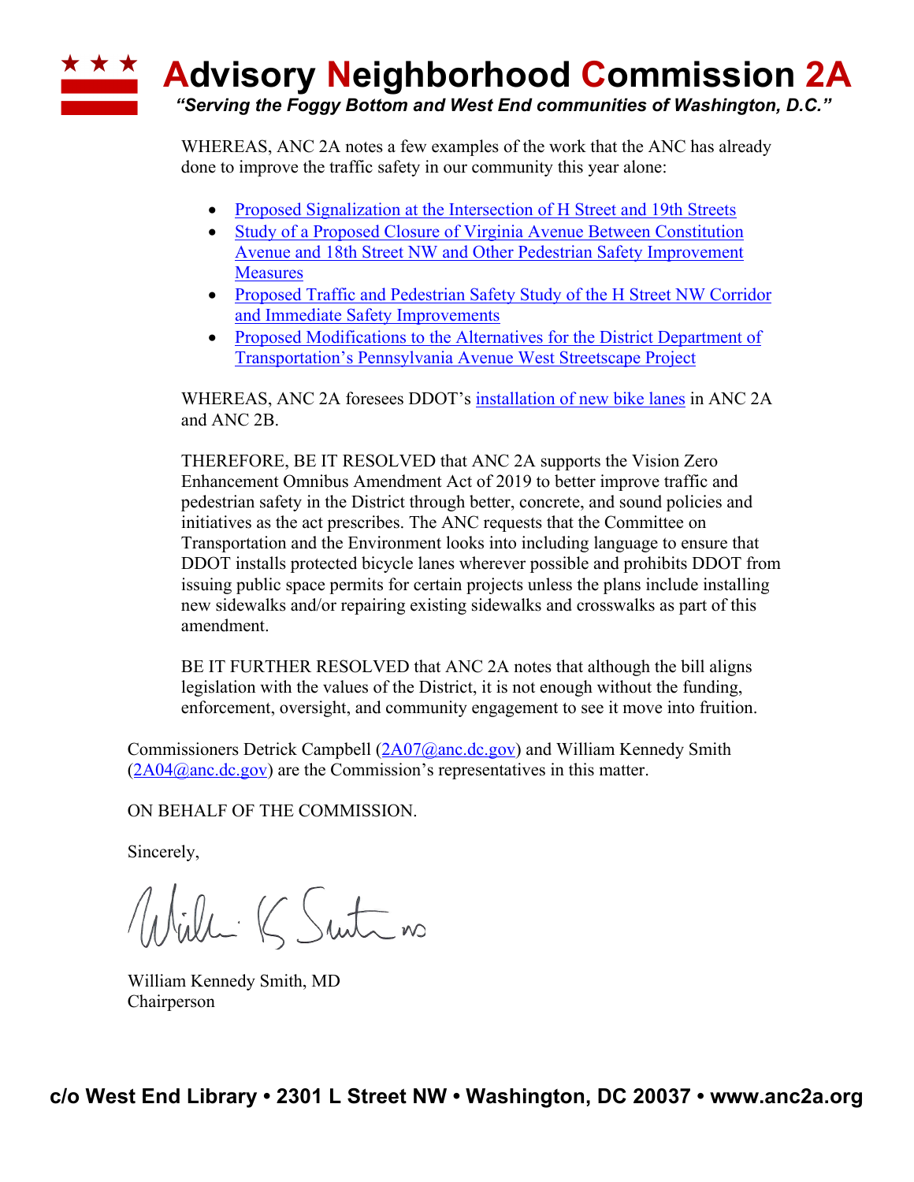WHEREAS, ANC 2A notes a few examples of the work that the ANC has already done to improve the traffic safety in our community this year alone:

- Proposed Signalization at the Intersection of H Street and 19th Streets
- Study of a Proposed Closure of Virginia Avenue Between Constitution Avenue and 18th Street NW and Other Pedestrian Safety Improvement Measures
- Proposed Traffic and Pedestrian Safety Study of the H Street NW Corridor and Immediate Safety Improvements
- Proposed Modifications to the Alternatives for the District Department of Transportation's Pennsylvania Avenue West Streetscape Project

WHEREAS, ANC 2A foresees DDOT's installation of new bike lanes in ANC 2A and ANC 2B.

THEREFORE, BE IT RESOLVED that ANC 2A supports the Vision Zero Enhancement Omnibus Amendment Act of 2019 to better improve traffic and pedestrian safety in the District through better, concrete, and sound policies and initiatives as the act prescribes. The ANC requests that the Committee on Transportation and the Environment looks into including language to ensure that DDOT installs protected bicycle lanes wherever possible and prohibits DDOT from issuing public space permits for certain projects unless the plans include installing new sidewalks and/or repairing existing sidewalks and crosswalks as part of this amendment.

BE IT FURTHER RESOLVED that ANC 2A notes that although the bill aligns legislation with the values of the District, it is not enough without the funding, enforcement, oversight, and community engagement to see it move into fruition.

Commissioners Detrick Campbell (2A07@anc.dc.gov) and William Kennedy Smith (2A04@anc.dc.gov) are the Commission's representatives in this matter.

ON BEHALF OF THE COMMISSION.

Sincerely,

William Kennedy Smith, MD
Chairperson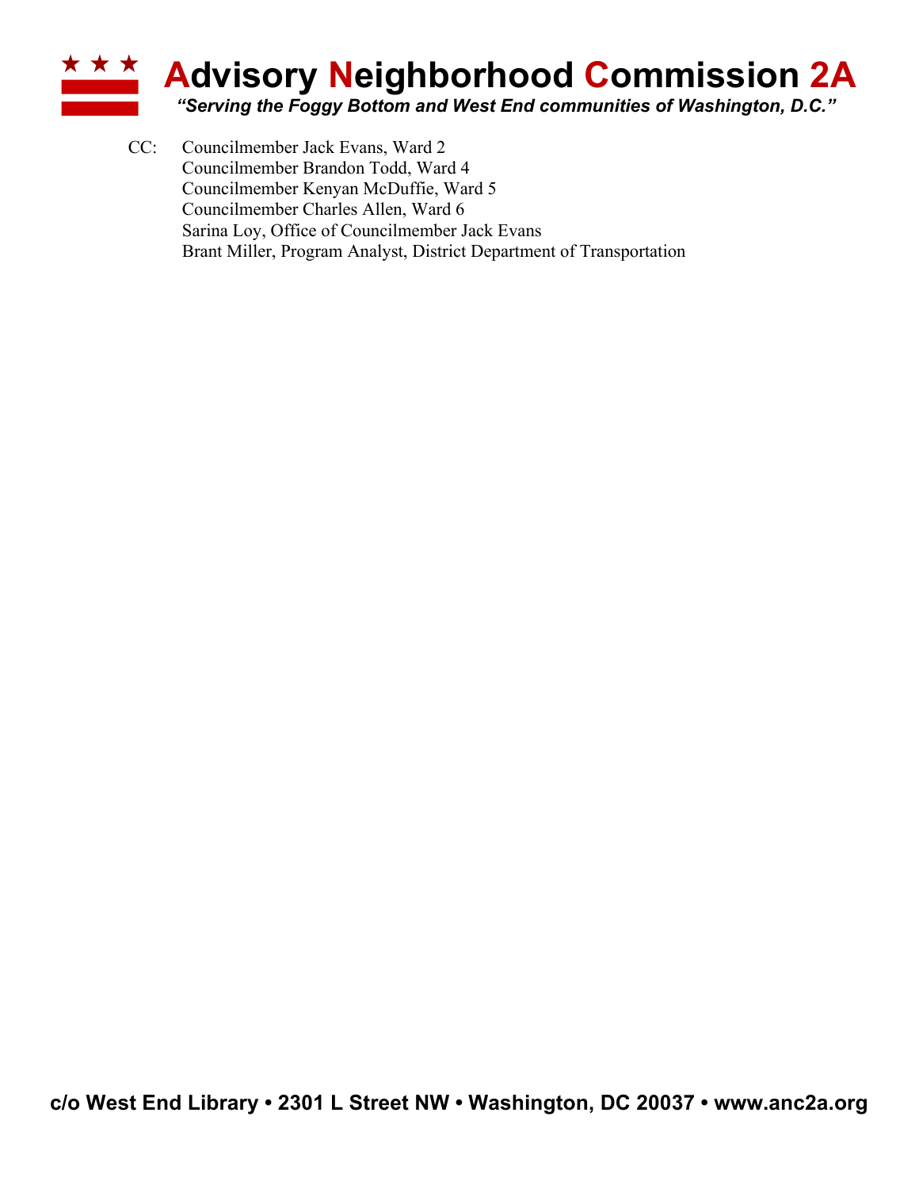CC: Councilmember Jack Evans, Ward 2
Councilmember Brandon Todd, Ward 4
Councilmember Kenyan McDuffie, Ward 5
Councilmember Charles Allen, Ward 6
Sarina Loy, Office of Councilmember Jack Evans
Brant Miller, Program Analyst, District Department of Transportation